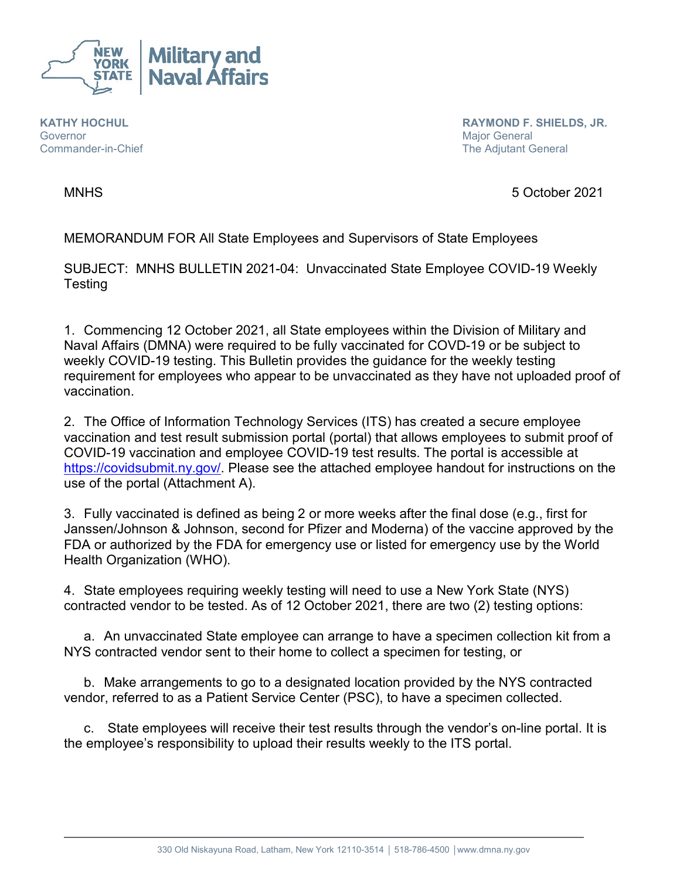**NEW YORK STATE | Military and Naval Affairs**

**KATHY HOCHUL**
Governor
Commander-in-Chief

**RAYMOND F. SHIELDS, JR.**
Major General
The Adjutant General

MNHS

5 October 2021

MEMORANDUM FOR All State Employees and Supervisors of State Employees

SUBJECT: MNHS BULLETIN 2021-04: Unvaccinated State Employee COVID-19 Weekly Testing

1. Commencing 12 October 2021, all State employees within the Division of Military and Naval Affairs (DMNA) were required to be fully vaccinated for COVD-19 or be subject to weekly COVID-19 testing. This Bulletin provides the guidance for the weekly testing requirement for employees who appear to be unvaccinated as they have not uploaded proof of vaccination.

2. The Office of Information Technology Services (ITS) has created a secure employee vaccination and test result submission portal (portal) that allows employees to submit proof of COVID-19 vaccination and employee COVID-19 test results. The portal is accessible at https://covidsubmit.ny.gov/. Please see the attached employee handout for instructions on the use of the portal (Attachment A).

3. Fully vaccinated is defined as being 2 or more weeks after the final dose (e.g., first for Janssen/Johnson & Johnson, second for Pfizer and Moderna) of the vaccine approved by the FDA or authorized by the FDA for emergency use or listed for emergency use by the World Health Organization (WHO).

4. State employees requiring weekly testing will need to use a New York State (NYS) contracted vendor to be tested. As of 12 October 2021, there are two (2) testing options:

   a. An unvaccinated State employee can arrange to have a specimen collection kit from a NYS contracted vendor sent to their home to collect a specimen for testing, or

   b. Make arrangements to go to a designated location provided by the NYS contracted vendor, referred to as a Patient Service Center (PSC), to have a specimen collected.

   c. State employees will receive their test results through the vendor's on-line portal. It is the employee's responsibility to upload their results weekly to the ITS portal.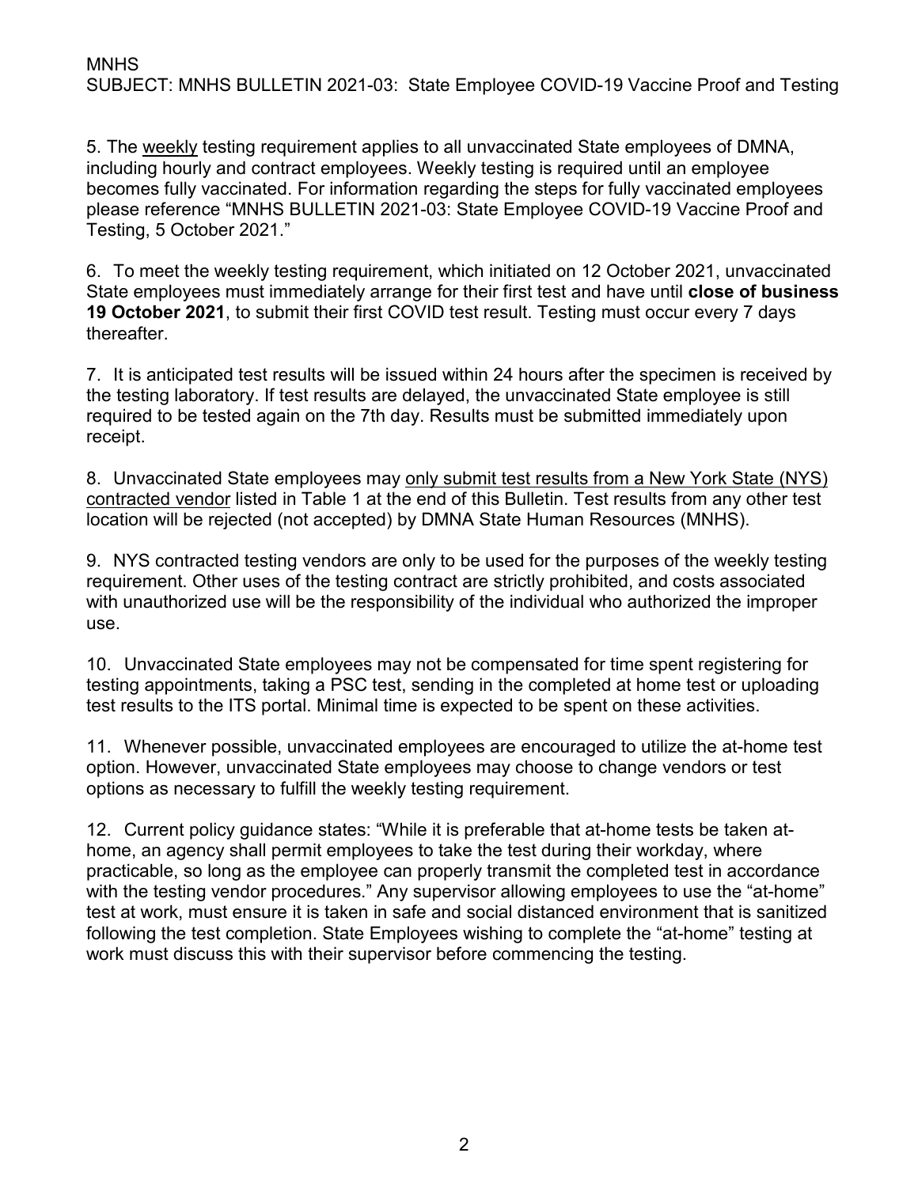5. The weekly testing requirement applies to all unvaccinated State employees of DMNA, including hourly and contract employees. Weekly testing is required until an employee becomes fully vaccinated. For information regarding the steps for fully vaccinated employees please reference "MNHS BULLETIN 2021-03: State Employee COVID-19 Vaccine Proof and Testing, 5 October 2021."

6. To meet the weekly testing requirement, which initiated on 12 October 2021, unvaccinated State employees must immediately arrange for their first test and have until **close of business 19 October 2021**, to submit their first COVID test result. Testing must occur every 7 days thereafter.

7. It is anticipated test results will be issued within 24 hours after the specimen is received by the testing laboratory. If test results are delayed, the unvaccinated State employee is still required to be tested again on the 7th day. Results must be submitted immediately upon receipt.

8. Unvaccinated State employees may only submit test results from a New York State (NYS) contracted vendor listed in Table 1 at the end of this Bulletin. Test results from any other test location will be rejected (not accepted) by DMNA State Human Resources (MNHS).

9. NYS contracted testing vendors are only to be used for the purposes of the weekly testing requirement. Other uses of the testing contract are strictly prohibited, and costs associated with unauthorized use will be the responsibility of the individual who authorized the improper use.

10. Unvaccinated State employees may not be compensated for time spent registering for testing appointments, taking a PSC test, sending in the completed at home test or uploading test results to the ITS portal. Minimal time is expected to be spent on these activities.

11. Whenever possible, unvaccinated employees are encouraged to utilize the at-home test option. However, unvaccinated State employees may choose to change vendors or test options as necessary to fulfill the weekly testing requirement.

12. Current policy guidance states: "While it is preferable that at-home tests be taken at-home, an agency shall permit employees to take the test during their workday, where practicable, so long as the employee can properly transmit the completed test in accordance with the testing vendor procedures." Any supervisor allowing employees to use the "at-home" test at work, must ensure it is taken in safe and social distanced environment that is sanitized following the test completion. State Employees wishing to complete the "at-home" testing at work must discuss this with their supervisor before commencing the testing.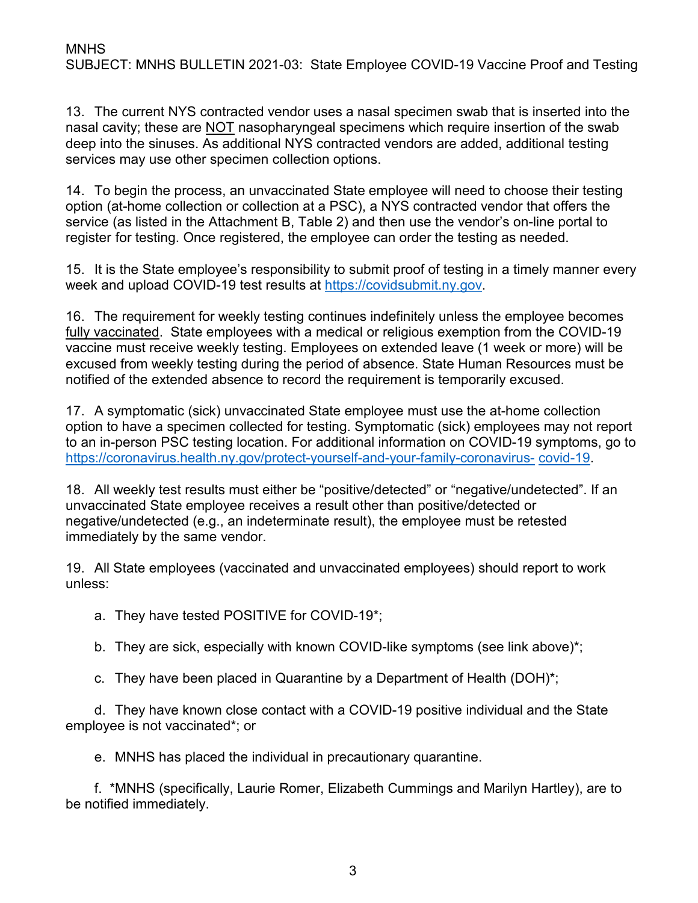13. The current NYS contracted vendor uses a nasal specimen swab that is inserted into the nasal cavity; these are NOT nasopharyngeal specimens which require insertion of the swab deep into the sinuses. As additional NYS contracted vendors are added, additional testing services may use other specimen collection options.

14. To begin the process, an unvaccinated State employee will need to choose their testing option (at-home collection or collection at a PSC), a NYS contracted vendor that offers the service (as listed in the Attachment B, Table 2) and then use the vendor's on-line portal to register for testing. Once registered, the employee can order the testing as needed.

15. It is the State employee's responsibility to submit proof of testing in a timely manner every week and upload COVID-19 test results at [https://covidsubmit.ny.gov](https://covidsubmit.ny.gov).

16. The requirement for weekly testing continues indefinitely unless the employee becomes fully vaccinated. State employees with a medical or religious exemption from the COVID-19 vaccine must receive weekly testing. Employees on extended leave (1 week or more) will be excused from weekly testing during the period of absence. State Human Resources must be notified of the extended absence to record the requirement is temporarily excused.

17. A symptomatic (sick) unvaccinated State employee must use the at-home collection option to have a specimen collected for testing. Symptomatic (sick) employees may not report to an in-person PSC testing location. For additional information on COVID-19 symptoms, go to [https://coronavirus.health.ny.gov/protect-yourself-and-your-family-coronavirus-covid-19](https://coronavirus.health.ny.gov/protect-yourself-and-your-family-coronavirus-covid-19).

18. All weekly test results must either be "positive/detected" or "negative/undetected". If an unvaccinated State employee receives a result other than positive/detected or negative/undetected (e.g., an indeterminate result), the employee must be retested immediately by the same vendor.

19. All State employees (vaccinated and unvaccinated employees) should report to work unless:

   a. They have tested POSITIVE for COVID-19*;

   b. They are sick, especially with known COVID-like symptoms (see link above)*;

   c. They have been placed in Quarantine by a Department of Health (DOH)*;

   d. They have known close contact with a COVID-19 positive individual and the State employee is not vaccinated*; or

   e. MNHS has placed the individual in precautionary quarantine.

   f. *MNHS (specifically, Laurie Romer, Elizabeth Cummings and Marilyn Hartley), are to be notified immediately.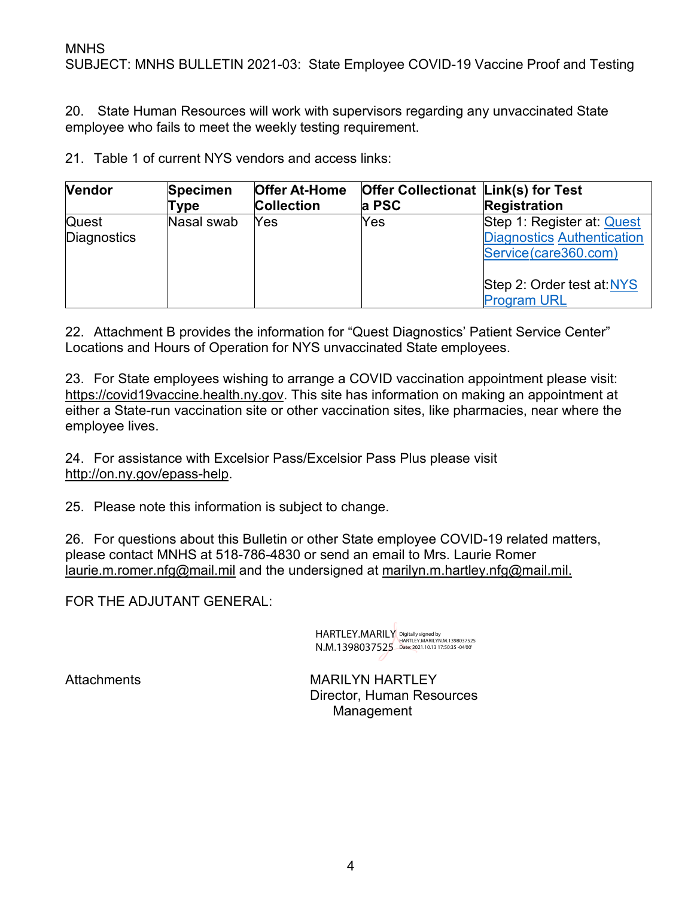20. State Human Resources will work with supervisors regarding any unvaccinated State employee who fails to meet the weekly testing requirement.

21. Table 1 of current NYS vendors and access links:

| Vendor | Specimen Type | Offer At-Home Collection | Offer Collectionat a PSC | Link(s) for Test Registration |
|---|---|---|---|---|
| Quest Diagnostics | Nasal swab | Yes | Yes | Step 1: Register at: Quest Diagnostics Authentication Service(care360.com)<br><br>Step 2: Order test at: NYS Program URL |

22. Attachment B provides the information for "Quest Diagnostics' Patient Service Center" Locations and Hours of Operation for NYS unvaccinated State employees.

23. For State employees wishing to arrange a COVID vaccination appointment please visit: https://covid19vaccine.health.ny.gov. This site has information on making an appointment at either a State-run vaccination site or other vaccination sites, like pharmacies, near where the employee lives.

24. For assistance with Excelsior Pass/Excelsior Pass Plus please visit http://on.ny.gov/epass-help.

25. Please note this information is subject to change.

26. For questions about this Bulletin or other State employee COVID-19 related matters, please contact MNHS at 518-786-4830 or send an email to Mrs. Laurie Romer laurie.m.romer.nfg@mail.mil and the undersigned at marilyn.m.hartley.nfg@mail.mil.

FOR THE ADJUTANT GENERAL:

HARTLEY.MARILYN.M.1398037525 Digitally signed by HARTLEY.MARILYN.M.1398037525 Date: 2021.10.13 17:50:35 -04'00'

Attachments

MARILYN HARTLEY
Director, Human Resources Management